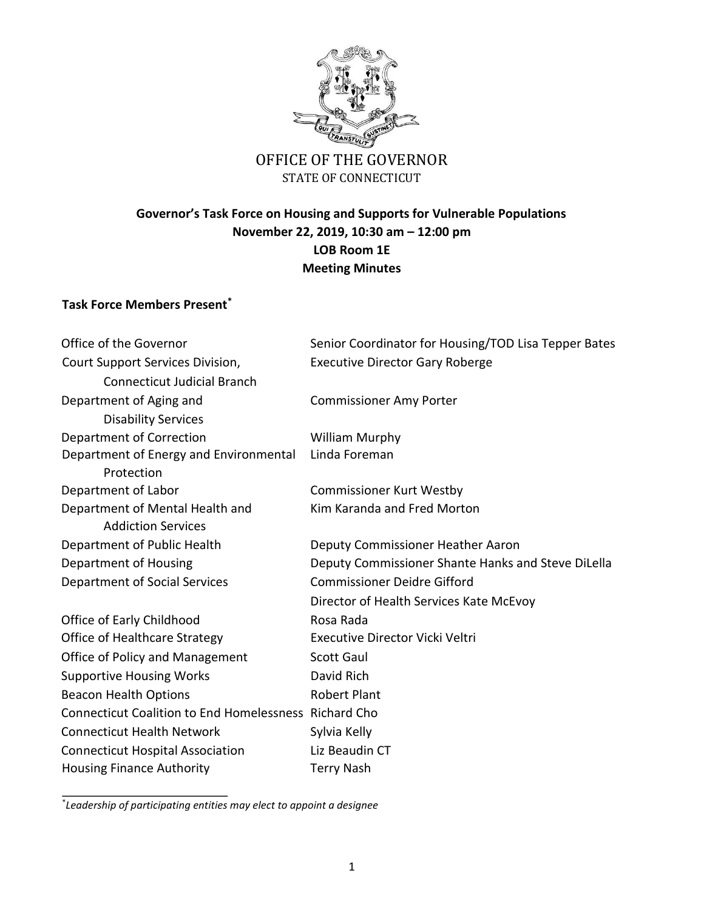OFFICE OF THE GOVERNOR
STATE OF CONNECTICUT

**Governor's Task Force on Housing and Supports for Vulnerable Populations**
**November 22, 2019, 10:30 am – 12:00 pm**
**LOB Room 1E**
**Meeting Minutes**

## Task Force Members Present[*]

| | |
|---|---|
| Office of the Governor | Senior Coordinator for Housing/TOD Lisa Tepper Bates |
| Court Support Services Division, Connecticut Judicial Branch | Executive Director Gary Roberge |
| Department of Aging and Disability Services | Commissioner Amy Porter |
| Department of Correction | William Murphy |
| Department of Energy and Environmental Protection | Linda Foreman |
| Department of Labor | Commissioner Kurt Westby |
| Department of Mental Health and Addiction Services | Kim Karanda and Fred Morton |
| Department of Public Health | Deputy Commissioner Heather Aaron |
| Department of Housing | Deputy Commissioner Shante Hanks and Steve DiLella |
| Department of Social Services | Commissioner Deidre Gifford<br>Director of Health Services Kate McEvoy |
| Office of Early Childhood | Rosa Rada |
| Office of Healthcare Strategy | Executive Director Vicki Veltri |
| Office of Policy and Management | Scott Gaul |
| Supportive Housing Works | David Rich |
| Beacon Health Options | Robert Plant |
| Connecticut Coalition to End Homelessness | Richard Cho |
| Connecticut Health Network | Sylvia Kelly |
| Connecticut Hospital Association | Liz Beaudin CT |
| Housing Finance Authority | Terry Nash |

[*] *Leadership of participating entities may elect to appoint a designee*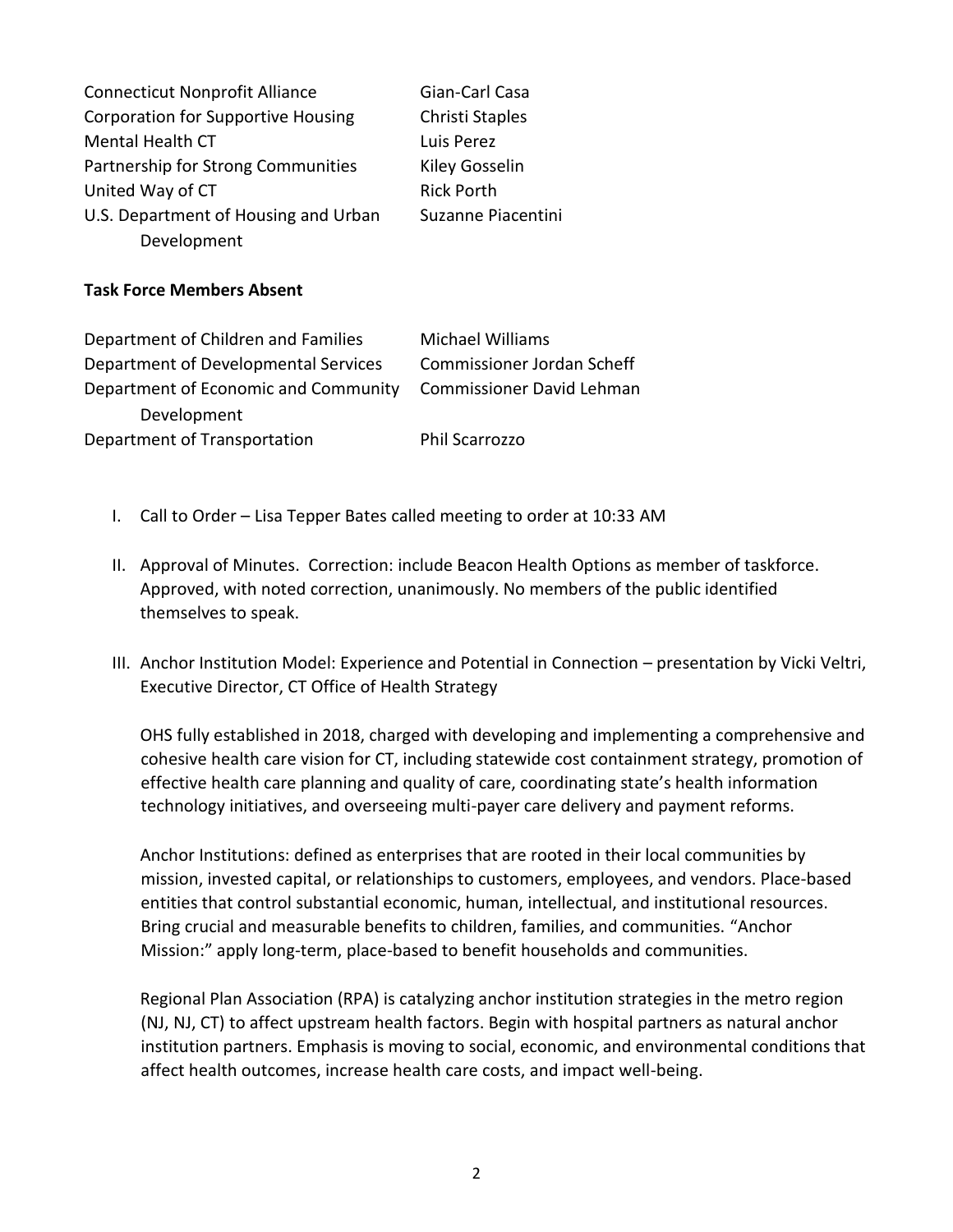| | |
|---|---|
| Connecticut Nonprofit Alliance | Gian-Carl Casa |
| Corporation for Supportive Housing | Christi Staples |
| Mental Health CT | Luis Perez |
| Partnership for Strong Communities | Kiley Gosselin |
| United Way of CT | Rick Porth |
| U.S. Department of Housing and Urban Development | Suzanne Piacentini |

**Task Force Members Absent**

| | |
|---|---|
| Department of Children and Families | Michael Williams |
| Department of Developmental Services | Commissioner Jordan Scheff |
| Department of Economic and Community Development | Commissioner David Lehman |
| Department of Transportation | Phil Scarrozzo |

I. Call to Order – Lisa Tepper Bates called meeting to order at 10:33 AM

II. Approval of Minutes. Correction: include Beacon Health Options as member of taskforce. Approved, with noted correction, unanimously. No members of the public identified themselves to speak.

III. Anchor Institution Model: Experience and Potential in Connection – presentation by Vicki Veltri, Executive Director, CT Office of Health Strategy

OHS fully established in 2018, charged with developing and implementing a comprehensive and cohesive health care vision for CT, including statewide cost containment strategy, promotion of effective health care planning and quality of care, coordinating state's health information technology initiatives, and overseeing multi-payer care delivery and payment reforms.

Anchor Institutions: defined as enterprises that are rooted in their local communities by mission, invested capital, or relationships to customers, employees, and vendors. Place-based entities that control substantial economic, human, intellectual, and institutional resources. Bring crucial and measurable benefits to children, families, and communities. "Anchor Mission:" apply long-term, place-based to benefit households and communities.

Regional Plan Association (RPA) is catalyzing anchor institution strategies in the metro region (NJ, NJ, CT) to affect upstream health factors. Begin with hospital partners as natural anchor institution partners. Emphasis is moving to social, economic, and environmental conditions that affect health outcomes, increase health care costs, and impact well-being.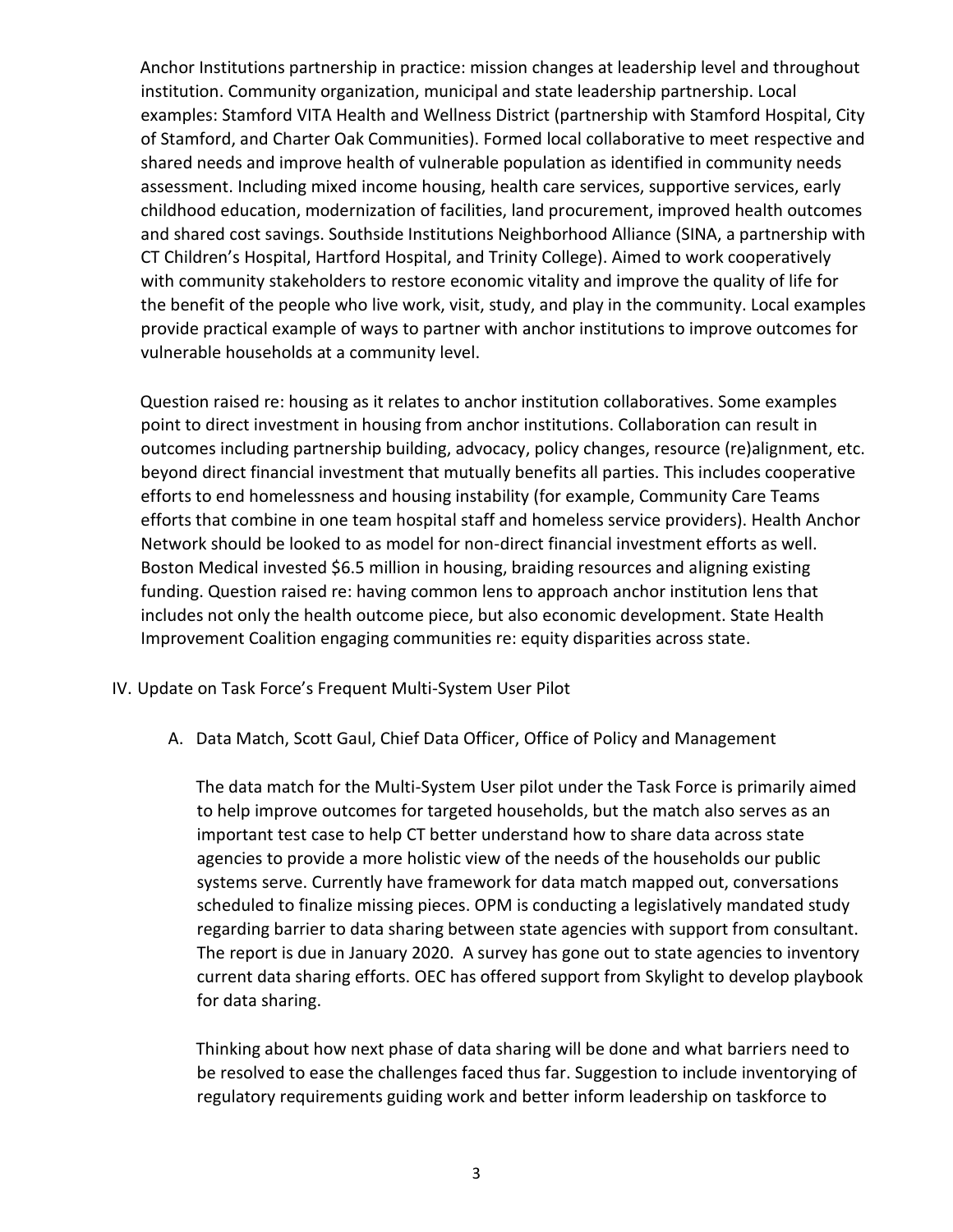Anchor Institutions partnership in practice: mission changes at leadership level and throughout institution. Community organization, municipal and state leadership partnership. Local examples: Stamford VITA Health and Wellness District (partnership with Stamford Hospital, City of Stamford, and Charter Oak Communities). Formed local collaborative to meet respective and shared needs and improve health of vulnerable population as identified in community needs assessment. Including mixed income housing, health care services, supportive services, early childhood education, modernization of facilities, land procurement, improved health outcomes and shared cost savings. Southside Institutions Neighborhood Alliance (SINA, a partnership with CT Children's Hospital, Hartford Hospital, and Trinity College). Aimed to work cooperatively with community stakeholders to restore economic vitality and improve the quality of life for the benefit of the people who live work, visit, study, and play in the community. Local examples provide practical example of ways to partner with anchor institutions to improve outcomes for vulnerable households at a community level.

Question raised re: housing as it relates to anchor institution collaboratives. Some examples point to direct investment in housing from anchor institutions. Collaboration can result in outcomes including partnership building, advocacy, policy changes, resource (re)alignment, etc. beyond direct financial investment that mutually benefits all parties. This includes cooperative efforts to end homelessness and housing instability (for example, Community Care Teams efforts that combine in one team hospital staff and homeless service providers). Health Anchor Network should be looked to as model for non-direct financial investment efforts as well. Boston Medical invested $6.5 million in housing, braiding resources and aligning existing funding. Question raised re: having common lens to approach anchor institution lens that includes not only the health outcome piece, but also economic development. State Health Improvement Coalition engaging communities re: equity disparities across state.

IV. Update on Task Force's Frequent Multi-System User Pilot

A. Data Match, Scott Gaul, Chief Data Officer, Office of Policy and Management

The data match for the Multi-System User pilot under the Task Force is primarily aimed to help improve outcomes for targeted households, but the match also serves as an important test case to help CT better understand how to share data across state agencies to provide a more holistic view of the needs of the households our public systems serve. Currently have framework for data match mapped out, conversations scheduled to finalize missing pieces. OPM is conducting a legislatively mandated study regarding barrier to data sharing between state agencies with support from consultant. The report is due in January 2020. A survey has gone out to state agencies to inventory current data sharing efforts. OEC has offered support from Skylight to develop playbook for data sharing.

Thinking about how next phase of data sharing will be done and what barriers need to be resolved to ease the challenges faced thus far. Suggestion to include inventorying of regulatory requirements guiding work and better inform leadership on taskforce to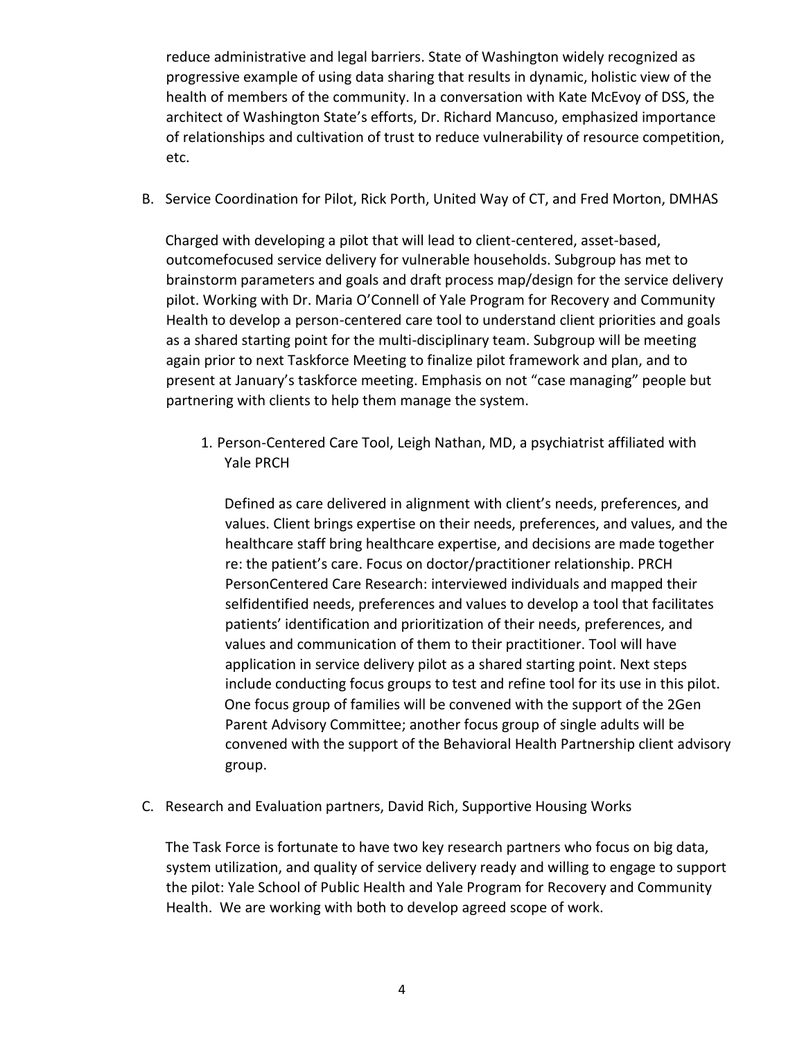reduce administrative and legal barriers. State of Washington widely recognized as progressive example of using data sharing that results in dynamic, holistic view of the health of members of the community. In a conversation with Kate McEvoy of DSS, the architect of Washington State's efforts, Dr. Richard Mancuso, emphasized importance of relationships and cultivation of trust to reduce vulnerability of resource competition, etc.

B. Service Coordination for Pilot, Rick Porth, United Way of CT, and Fred Morton, DMHAS

   Charged with developing a pilot that will lead to client-centered, asset-based, outcomefocused service delivery for vulnerable households. Subgroup has met to brainstorm parameters and goals and draft process map/design for the service delivery pilot. Working with Dr. Maria O'Connell of Yale Program for Recovery and Community Health to develop a person-centered care tool to understand client priorities and goals as a shared starting point for the multi-disciplinary team. Subgroup will be meeting again prior to next Taskforce Meeting to finalize pilot framework and plan, and to present at January's taskforce meeting. Emphasis on not "case managing" people but partnering with clients to help them manage the system.

   1. Person-Centered Care Tool, Leigh Nathan, MD, a psychiatrist affiliated with Yale PRCH

      Defined as care delivered in alignment with client's needs, preferences, and values. Client brings expertise on their needs, preferences, and values, and the healthcare staff bring healthcare expertise, and decisions are made together re: the patient's care. Focus on doctor/practitioner relationship. PRCH PersonCentered Care Research: interviewed individuals and mapped their selfidentified needs, preferences and values to develop a tool that facilitates patients' identification and prioritization of their needs, preferences, and values and communication of them to their practitioner. Tool will have application in service delivery pilot as a shared starting point. Next steps include conducting focus groups to test and refine tool for its use in this pilot. One focus group of families will be convened with the support of the 2Gen Parent Advisory Committee; another focus group of single adults will be convened with the support of the Behavioral Health Partnership client advisory group.

C. Research and Evaluation partners, David Rich, Supportive Housing Works

   The Task Force is fortunate to have two key research partners who focus on big data, system utilization, and quality of service delivery ready and willing to engage to support the pilot: Yale School of Public Health and Yale Program for Recovery and Community Health. We are working with both to develop agreed scope of work.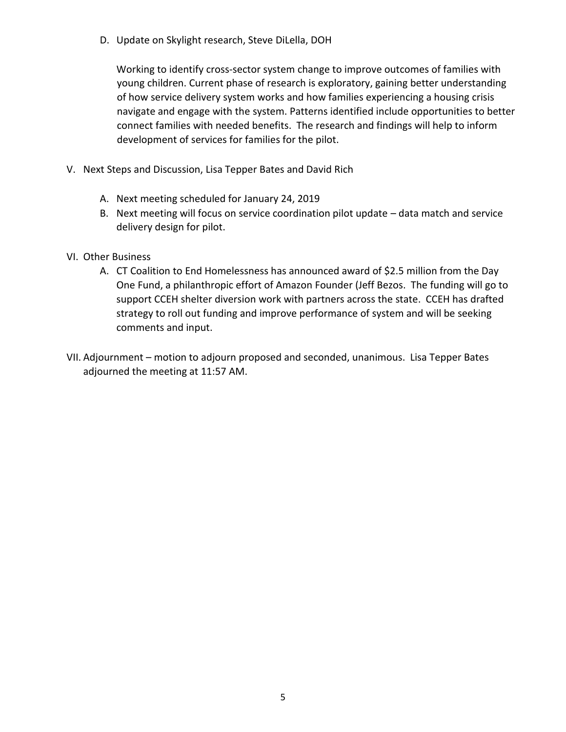D. Update on Skylight research, Steve DiLella, DOH

   Working to identify cross-sector system change to improve outcomes of families with young children. Current phase of research is exploratory, gaining better understanding of how service delivery system works and how families experiencing a housing crisis navigate and engage with the system. Patterns identified include opportunities to better connect families with needed benefits. The research and findings will help to inform development of services for families for the pilot.

V. Next Steps and Discussion, Lisa Tepper Bates and David Rich

   A. Next meeting scheduled for January 24, 2019
   B. Next meeting will focus on service coordination pilot update – data match and service delivery design for pilot.

VI. Other Business

   A. CT Coalition to End Homelessness has announced award of $2.5 million from the Day One Fund, a philanthropic effort of Amazon Founder (Jeff Bezos. The funding will go to support CCEH shelter diversion work with partners across the state. CCEH has drafted strategy to roll out funding and improve performance of system and will be seeking comments and input.

VII. Adjournment – motion to adjourn proposed and seconded, unanimous. Lisa Tepper Bates adjourned the meeting at 11:57 AM.